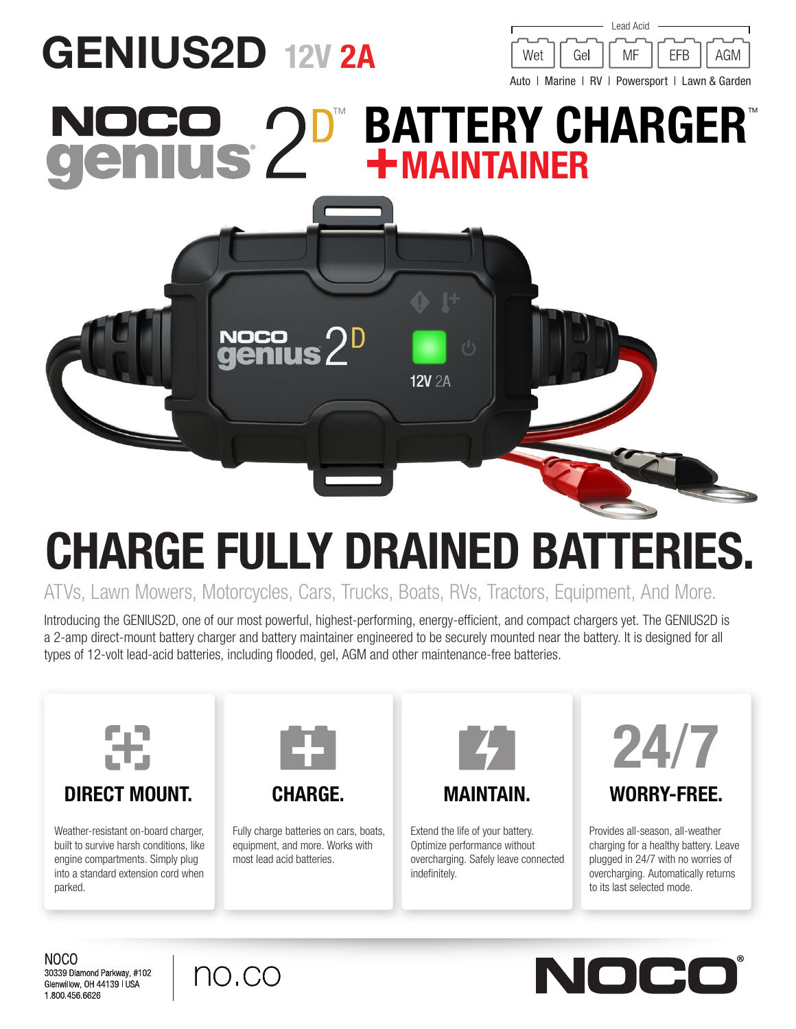# GENIUS2D 12V 2A

Lead Acid

Wet | Gel | MF | EFB | AGM

Auto | Marine | RV | Powersport | Lawn & Garden

# NOCO genius 2D™ BATTERY CHARGER™ +MAINTAINER

# CHARGE FULLY DRAINED BATTERIES.

ATVs, Lawn Mowers, Motorcycles, Cars, Trucks, Boats, RVs, Tractors, Equipment, And More.

Introducing the GENIUS2D, one of our most powerful, highest-performing, energy-efficient, and compact chargers yet. The GENIUS2D is a 2-amp direct-mount battery charger and battery maintainer engineered to be securely mounted near the battery. It is designed for all types of 12-volt lead-acid batteries, including flooded, gel, AGM and other maintenance-free batteries.

### DIRECT MOUNT.

Weather-resistant on-board charger, built to survive harsh conditions, like engine compartments. Simply plug into a standard extension cord when parked.

### CHARGE.

Fully charge batteries on cars, boats, equipment, and more. Works with most lead acid batteries.

### MAINTAIN.

Extend the life of your battery. Optimize performance without overcharging. Safely leave connected indefinitely.

### 24/7 WORRY-FREE.

Provides all-season, all-weather charging for a healthy battery. Leave plugged in 24/7 with no worries of overcharging. Automatically returns to its last selected mode.

NOCO
30339 Diamond Parkway, #102
Glenwillow, OH 44139 | USA
1.800.456.6626

no.co

NOCO®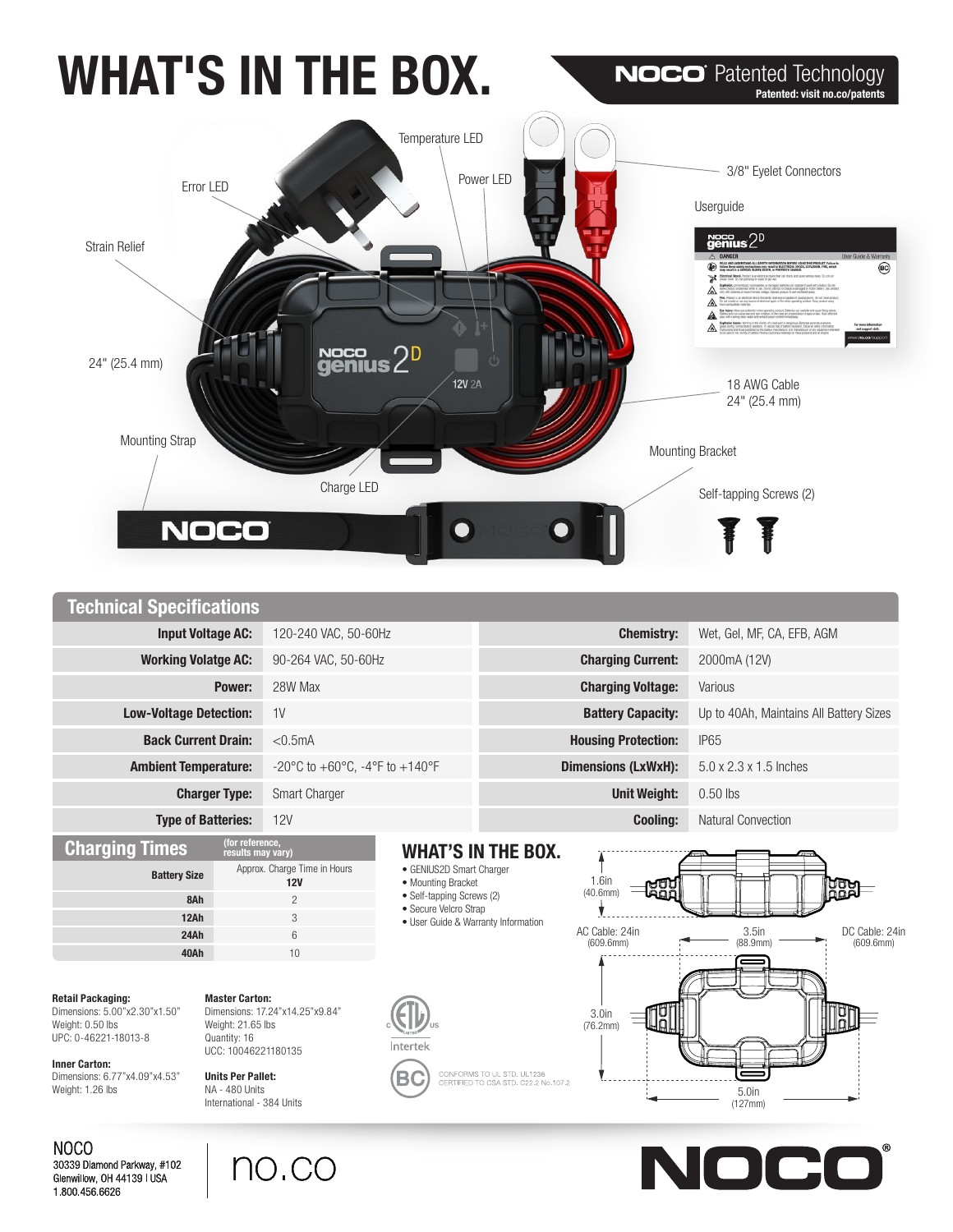# WHAT'S IN THE BOX.

NOCO Patented Technology
Patented: visit no.co/patents

Temperature LED
Power LED
Error LED
3/8" Eyelet Connectors
Userguide
Strain Relief
24" (25.4 mm)
18 AWG Cable
24" (25.4 mm)
Mounting Strap
Mounting Bracket
Charge LED
Self-tapping Screws (2)

## Technical Specifications

| | | | |
|---|---|---|---|
| **Input Voltage AC:** | 120-240 VAC, 50-60Hz | **Chemistry:** | Wet, Gel, MF, CA, EFB, AGM |
| **Working Volatge AC:** | 90-264 VAC, 50-60Hz | **Charging Current:** | 2000mA (12V) |
| **Power:** | 28W Max | **Charging Voltage:** | Various |
| **Low-Voltage Detection:** | 1V | **Battery Capacity:** | Up to 40Ah, Maintains All Battery Sizes |
| **Back Current Drain:** | <0.5mA | **Housing Protection:** | IP65 |
| **Ambient Temperature:** | -20°C to +60°C, -4°F to +140°F | **Dimensions (LxWxH):** | 5.0 x 2.3 x 1.5 Inches |
| **Charger Type:** | Smart Charger | **Unit Weight:** | 0.50 lbs |
| **Type of Batteries:** | 12V | **Cooling:** | Natural Convection |

## Charging Times (for reference, results may vary)

| Battery Size | Approx. Charge Time in Hours 12V |
|---|---|
| 8Ah | 2 |
| 12Ah | 3 |
| 24Ah | 6 |
| 40Ah | 10 |

## WHAT'S IN THE BOX.

- GENIUS2D Smart Charger
- Mounting Bracket
- Self-tapping Screws (2)
- Secure Velcro Strap
- User Guide & Warranty Information

1.6in (40.6mm)
AC Cable: 24in (609.6mm)
3.5in (88.9mm)
DC Cable: 24in (609.6mm)
3.0in (76.2mm)
5.0in (127mm)

**Retail Packaging:**
Dimensions: 5.00"x2.30"x1.50"
Weight: 0.50 lbs
UPC: 0-46221-18013-8

**Inner Carton:**
Dimensions: 6.77"x4.09"x4.53"
Weight: 1.26 lbs

**Master Carton:**
Dimensions: 17.24"x14.25"x9.84"
Weight: 21.65 lbs
Quantity: 16
UCC: 10046221180135

**Units Per Pallet:**
NA - 480 Units
International - 384 Units

Intertek

CONFORMS TO UL STD. UL1236
CERTIFIED TO CSA STD. C22.2 No.107.2

NOCO
30339 Diamond Parkway, #102
Glenwillow, OH 44139 I USA
1.800.456.6626

no.co

NOCO®